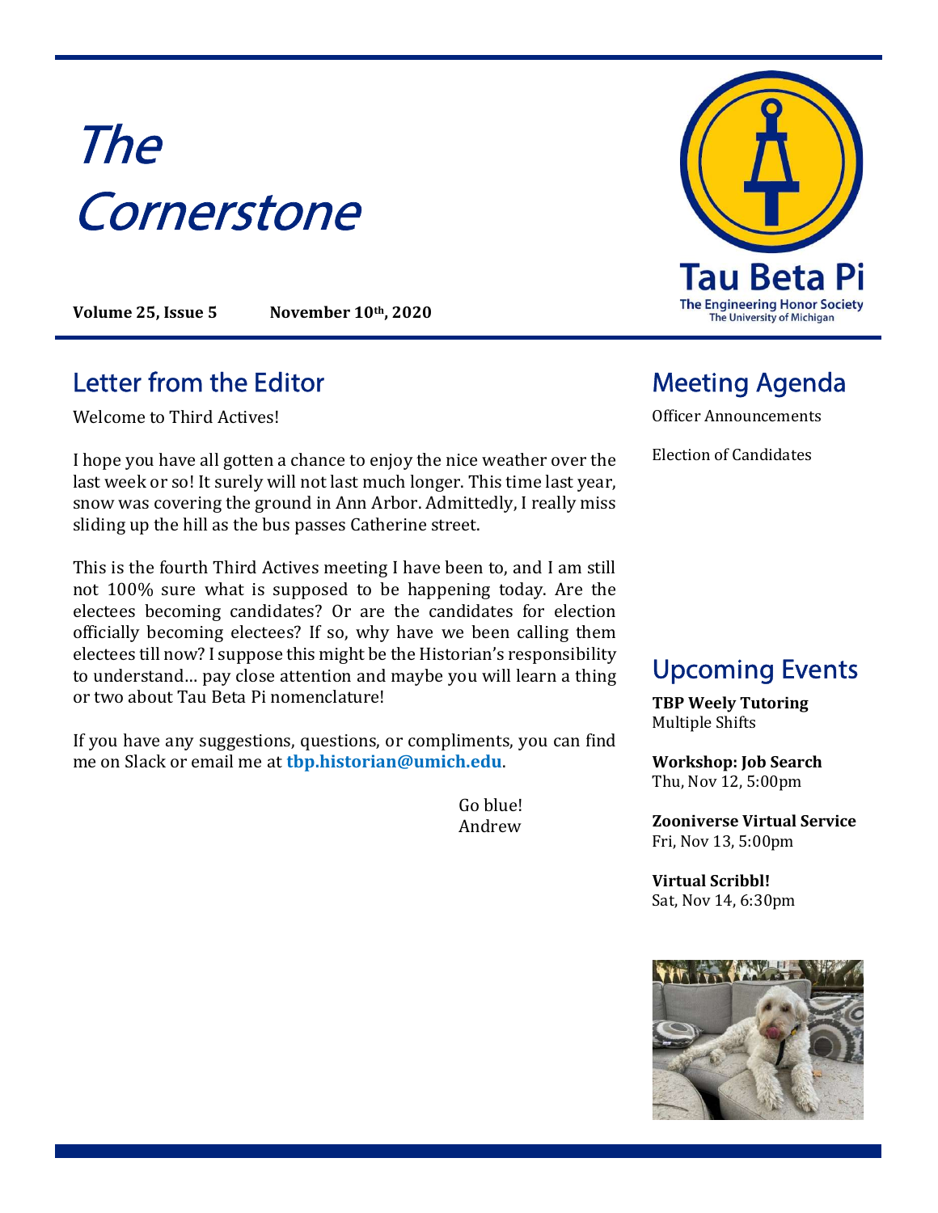# The Cornerstone

**Volume 25, Issue 5** **November 10th, 2020**

## Letter from the Editor

Welcome to Third Actives!

I hope you have all gotten a chance to enjoy the nice weather over the last week or so! It surely will not last much longer. This time last year, snow was covering the ground in Ann Arbor. Admittedly, I really miss sliding up the hill as the bus passes Catherine street.

This is the fourth Third Actives meeting I have been to, and I am still not 100% sure what is supposed to be happening today. Are the electees becoming candidates? Or are the candidates for election officially becoming electees? If so, why have we been calling them electees till now? I suppose this might be the Historian's responsibility to understand... pay close attention and maybe you will learn a thing or two about Tau Beta Pi nomenclature!

If you have any suggestions, questions, or compliments, you can find me on Slack or email me at **tbp.historian@umich.edu**.

Go blue!
Andrew

## Meeting Agenda

Officer Announcements

Election of Candidates

## Upcoming Events

**TBP Weely Tutoring**
Multiple Shifts

**Workshop: Job Search**
Thu, Nov 12, 5:00pm

**Zooniverse Virtual Service**
Fri, Nov 13, 5:00pm

**Virtual Scribbl!**
Sat, Nov 14, 6:30pm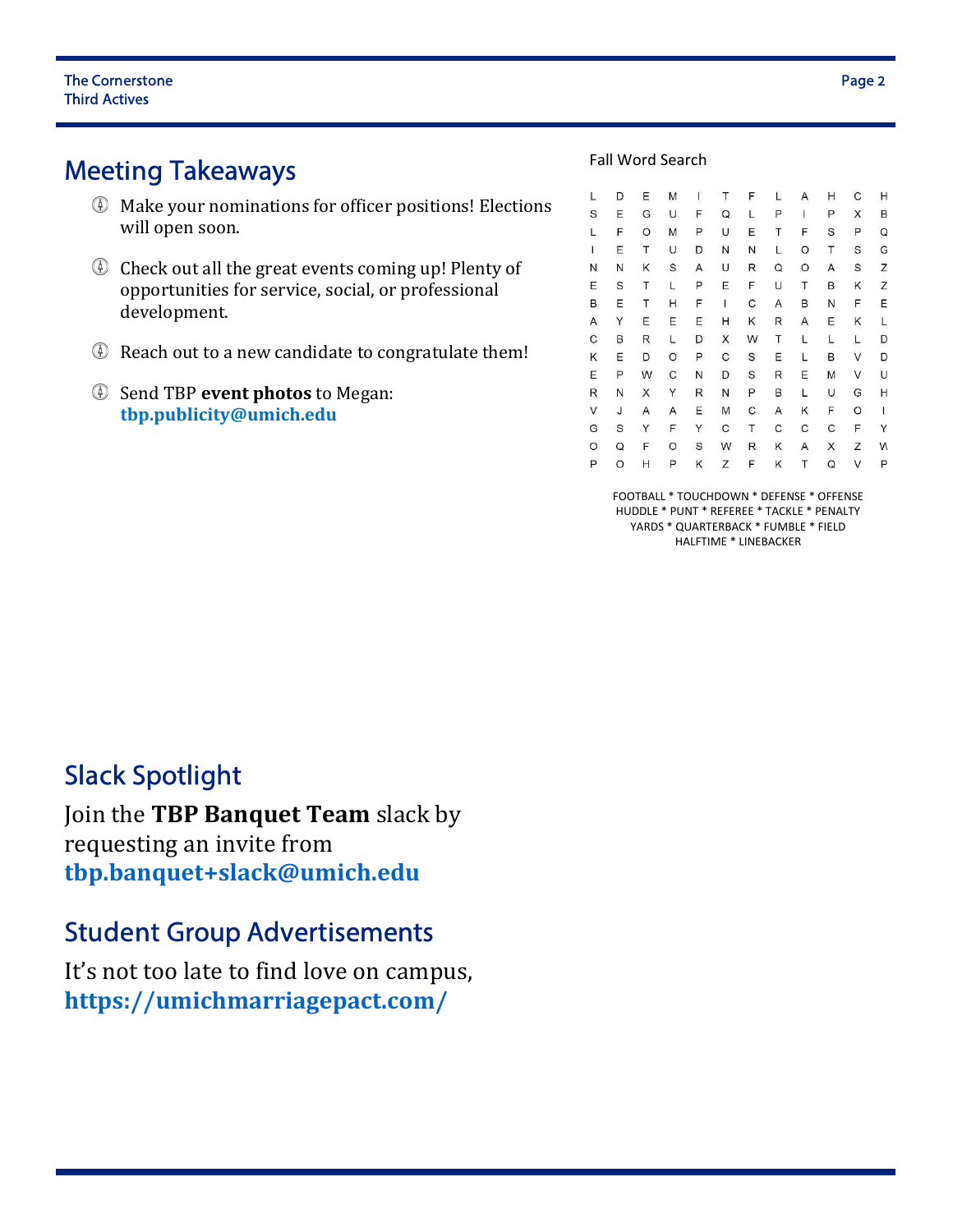## Meeting Takeaways

- Make your nominations for officer positions! Elections will open soon.
- Check out all the great events coming up! Plenty of opportunities for service, social, or professional development.
- Reach out to a new candidate to congratulate them!
- Send TBP **event photos** to Megan: **tbp.publicity@umich.edu**

Fall Word Search

| | | | | | | | | | | | |
|---|---|---|---|---|---|---|---|---|---|---|---|
| L | D | E | M | I | T | F | L | A | H | C | H |
| S | E | G | U | F | Q | L | P | I | P | X | B |
| L | F | O | M | P | U | E | T | F | S | P | Q |
| I | E | T | U | D | N | N | L | O | T | S | G |
| N | N | K | S | A | U | R | Q | O | A | S | Z |
| E | S | T | L | P | E | F | U | T | B | K | Z |
| B | E | T | H | F | I | C | A | B | N | F | E |
| A | Y | E | E | E | H | K | R | A | E | K | L |
| C | B | R | L | D | X | W | T | L | L | L | D |
| K | E | D | O | P | C | S | E | L | B | V | D |
| E | P | W | C | N | D | S | R | E | M | V | U |
| R | N | X | Y | R | N | P | B | L | U | G | H |
| V | J | A | A | E | M | C | A | K | F | O | I |
| G | S | Y | F | Y | C | T | C | C | C | F | Y |
| O | Q | F | O | S | W | R | K | A | X | Z | W |
| P | O | H | P | K | Z | F | K | T | Q | V | P |

FOOTBALL * TOUCHDOWN * DEFENSE * OFFENSE
HUDDLE * PUNT * REFEREE * TACKLE * PENALTY
YARDS * QUARTERBACK * FUMBLE * FIELD
HALFTIME * LINEBACKER

## Slack Spotlight

Join the **TBP Banquet Team** slack by requesting an invite from **tbp.banquet+slack@umich.edu**

## Student Group Advertisements

It's not too late to find love on campus, **https://umichmarriagepact.com/**